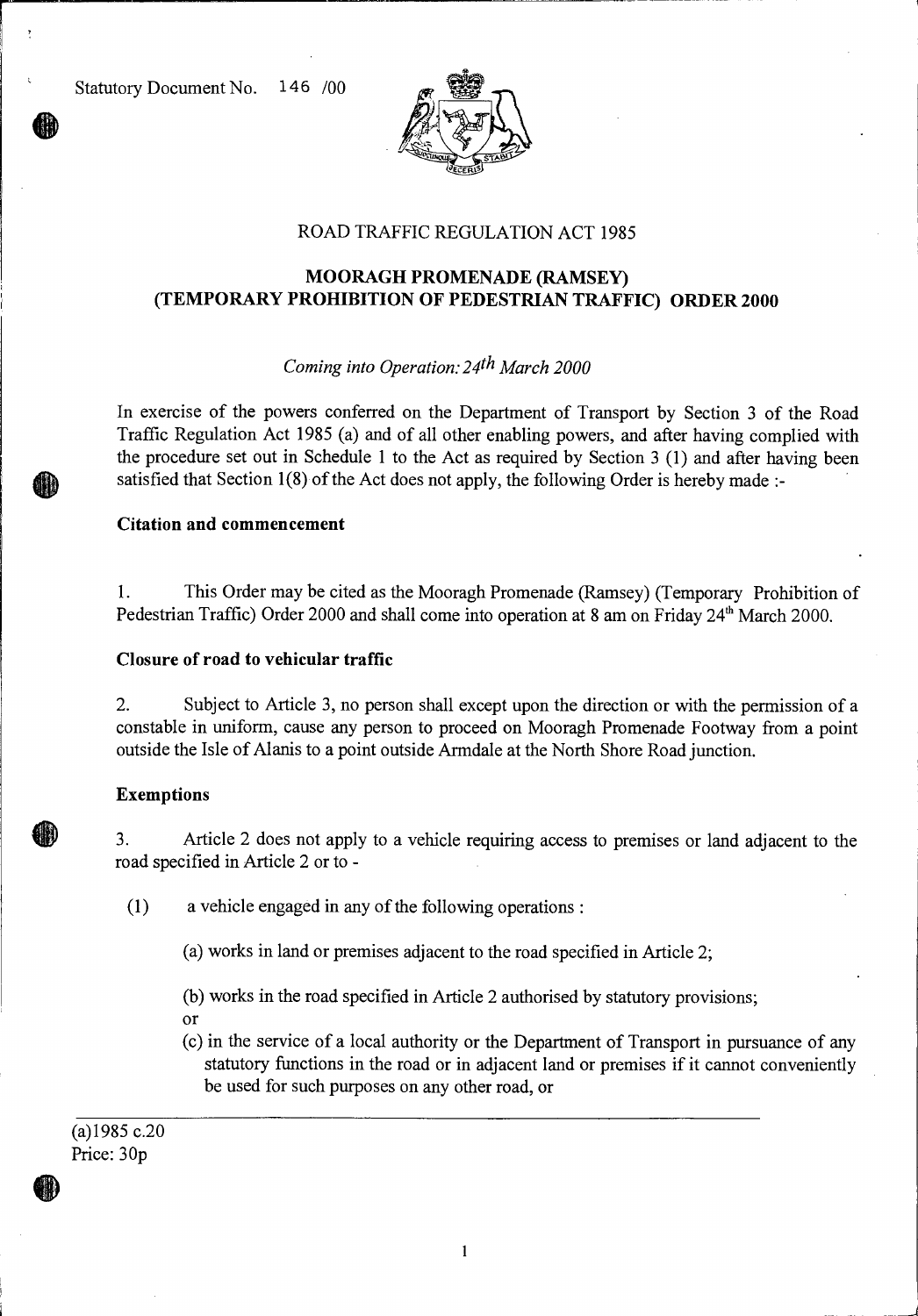Statutory Document No. 146 /00

ROAD TRAFFIC REGULATION ACT 1985

# MOORAGH PROMENADE (RAMSEY) (TEMPORARY PROHIBITION OF PEDESTRIAN TRAFFIC) ORDER 2000

*Coming into Operation: 24th March 2000*

In exercise of the powers conferred on the Department of Transport by Section 3 of the Road Traffic Regulation Act 1985 (a) and of all other enabling powers, and after having complied with the procedure set out in Schedule 1 to the Act as required by Section 3 (1) and after having been satisfied that Section 1(8) of the Act does not apply, the following Order is hereby made :-

## Citation and commencement

1. This Order may be cited as the Mooragh Promenade (Ramsey) (Temporary Prohibition of Pedestrian Traffic) Order 2000 and shall come into operation at 8 am on Friday 24th March 2000.

## Closure of road to vehicular traffic

2. Subject to Article 3, no person shall except upon the direction or with the permission of a constable in uniform, cause any person to proceed on Mooragh Promenade Footway from a point outside the Isle of Alanis to a point outside Armdale at the North Shore Road junction.

## Exemptions

3. Article 2 does not apply to a vehicle requiring access to premises or land adjacent to the road specified in Article 2 or to -

(1) a vehicle engaged in any of the following operations :

(a) works in land or premises adjacent to the road specified in Article 2;

(b) works in the road specified in Article 2 authorised by statutory provisions;
or

(c) in the service of a local authority or the Department of Transport in pursuance of any statutory functions in the road or in adjacent land or premises if it cannot conveniently be used for such purposes on any other road, or

(a)1985 c.20
Price: 30p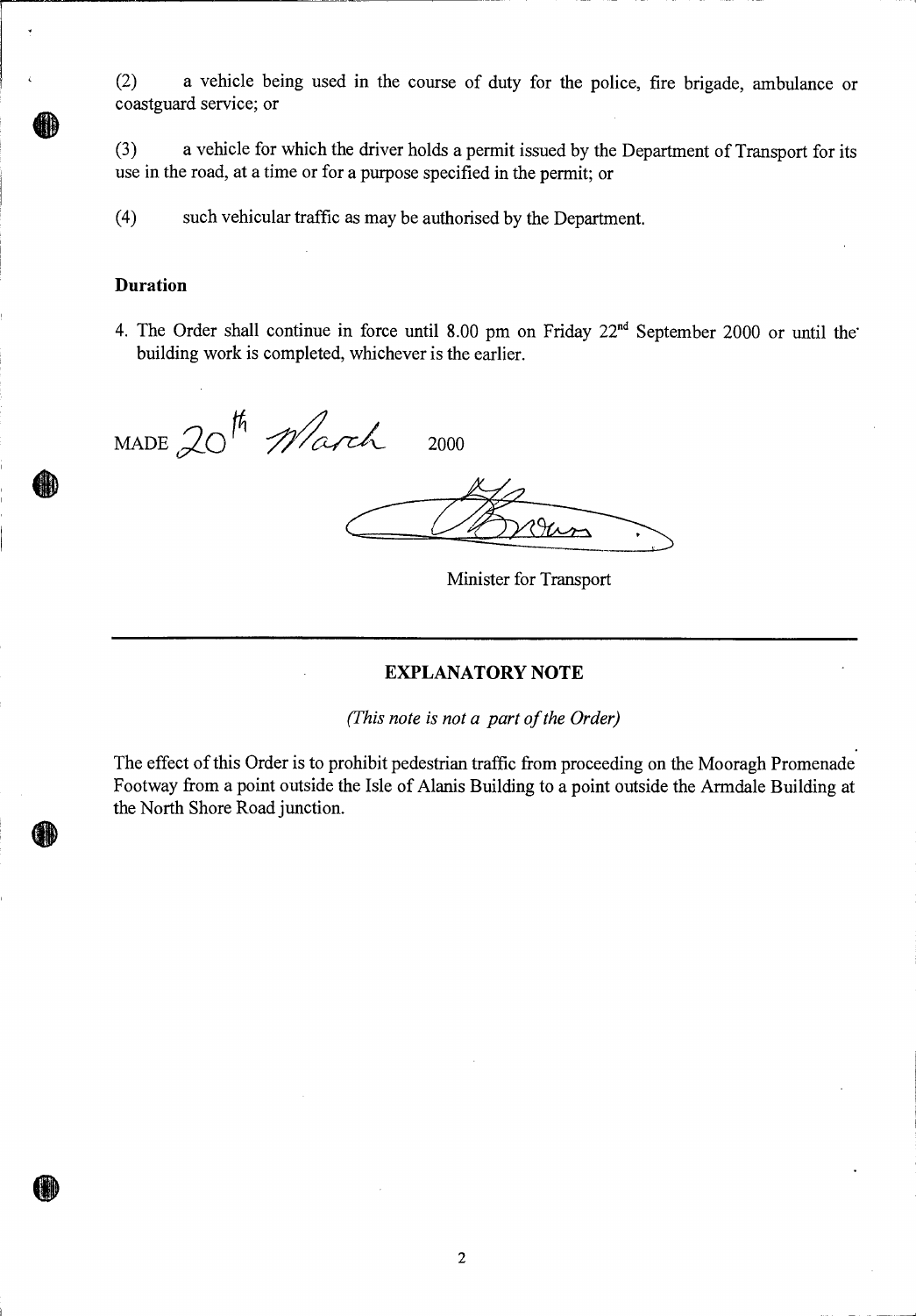(2) a vehicle being used in the course of duty for the police, fire brigade, ambulance or coastguard service; or

(3) a vehicle for which the driver holds a permit issued by the Department of Transport for its use in the road, at a time or for a purpose specified in the permit; or

(4) such vehicular traffic as may be authorised by the Department.

**Duration**

4. The Order shall continue in force until 8.00 pm on Friday 22nd September 2000 or until the building work is completed, whichever is the earlier.

MADE 20th March 2000

Minister for Transport

---

**EXPLANATORY NOTE**

*(This note is not a part of the Order)*

The effect of this Order is to prohibit pedestrian traffic from proceeding on the Mooragh Promenade Footway from a point outside the Isle of Alanis Building to a point outside the Armdale Building at the North Shore Road junction.